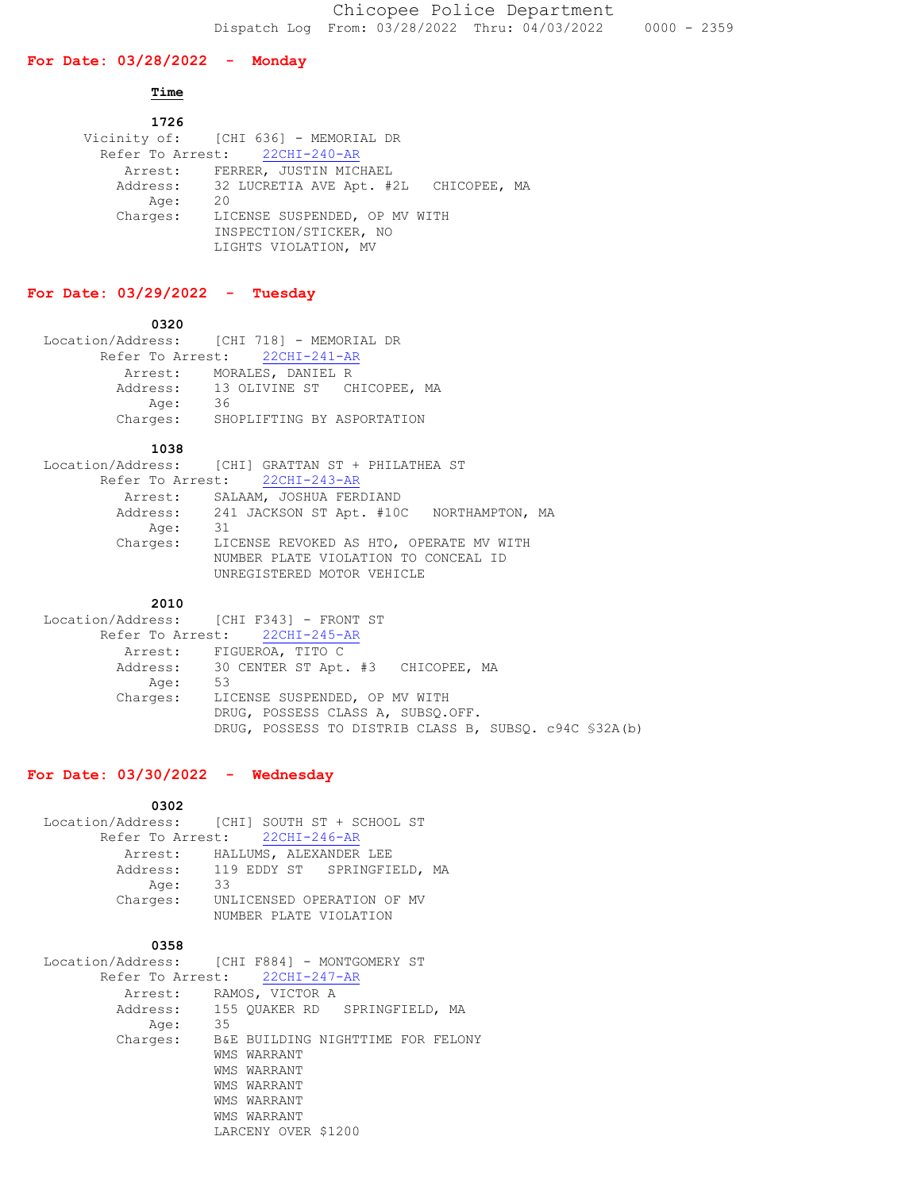# Chicopee Police Department

Dispatch Log From: 03/28/2022 Thru: 04/03/2022 0000 - 2359

## For Date: 03/28/2022 - Monday

**Time**

**1726**

Vicinity of: [CHI 636] - MEMORIAL DR
Refer To Arrest: 22CHI-240-AR
Arrest: FERRER, JUSTIN MICHAEL
Address: 32 LUCRETIA AVE Apt. #2L CHICOPEE, MA
Age: 20
Charges: LICENSE SUSPENDED, OP MV WITH
INSPECTION/STICKER, NO
LIGHTS VIOLATION, MV

## For Date: 03/29/2022 - Tuesday

**0320**

Location/Address: [CHI 718] - MEMORIAL DR
Refer To Arrest: 22CHI-241-AR
Arrest: MORALES, DANIEL R
Address: 13 OLIVINE ST CHICOPEE, MA
Age: 36
Charges: SHOPLIFTING BY ASPORTATION

**1038**

Location/Address: [CHI] GRATTAN ST + PHILATHEA ST
Refer To Arrest: 22CHI-243-AR
Arrest: SALAAM, JOSHUA FERDIAND
Address: 241 JACKSON ST Apt. #10C NORTHAMPTON, MA
Age: 31
Charges: LICENSE REVOKED AS HTO, OPERATE MV WITH
NUMBER PLATE VIOLATION TO CONCEAL ID
UNREGISTERED MOTOR VEHICLE

**2010**

Location/Address: [CHI F343] - FRONT ST
Refer To Arrest: 22CHI-245-AR
Arrest: FIGUEROA, TITO C
Address: 30 CENTER ST Apt. #3 CHICOPEE, MA
Age: 53
Charges: LICENSE SUSPENDED, OP MV WITH
DRUG, POSSESS CLASS A, SUBSQ.OFF.
DRUG, POSSESS TO DISTRIB CLASS B, SUBSQ. c94C §32A(b)

## For Date: 03/30/2022 - Wednesday

**0302**

Location/Address: [CHI] SOUTH ST + SCHOOL ST
Refer To Arrest: 22CHI-246-AR
Arrest: HALLUMS, ALEXANDER LEE
Address: 119 EDDY ST SPRINGFIELD, MA
Age: 33
Charges: UNLICENSED OPERATION OF MV
NUMBER PLATE VIOLATION

**0358**

Location/Address: [CHI F884] - MONTGOMERY ST
Refer To Arrest: 22CHI-247-AR
Arrest: RAMOS, VICTOR A
Address: 155 QUAKER RD SPRINGFIELD, MA
Age: 35
Charges: B&E BUILDING NIGHTTIME FOR FELONY
WMS WARRANT
WMS WARRANT
WMS WARRANT
WMS WARRANT
WMS WARRANT
LARCENY OVER $1200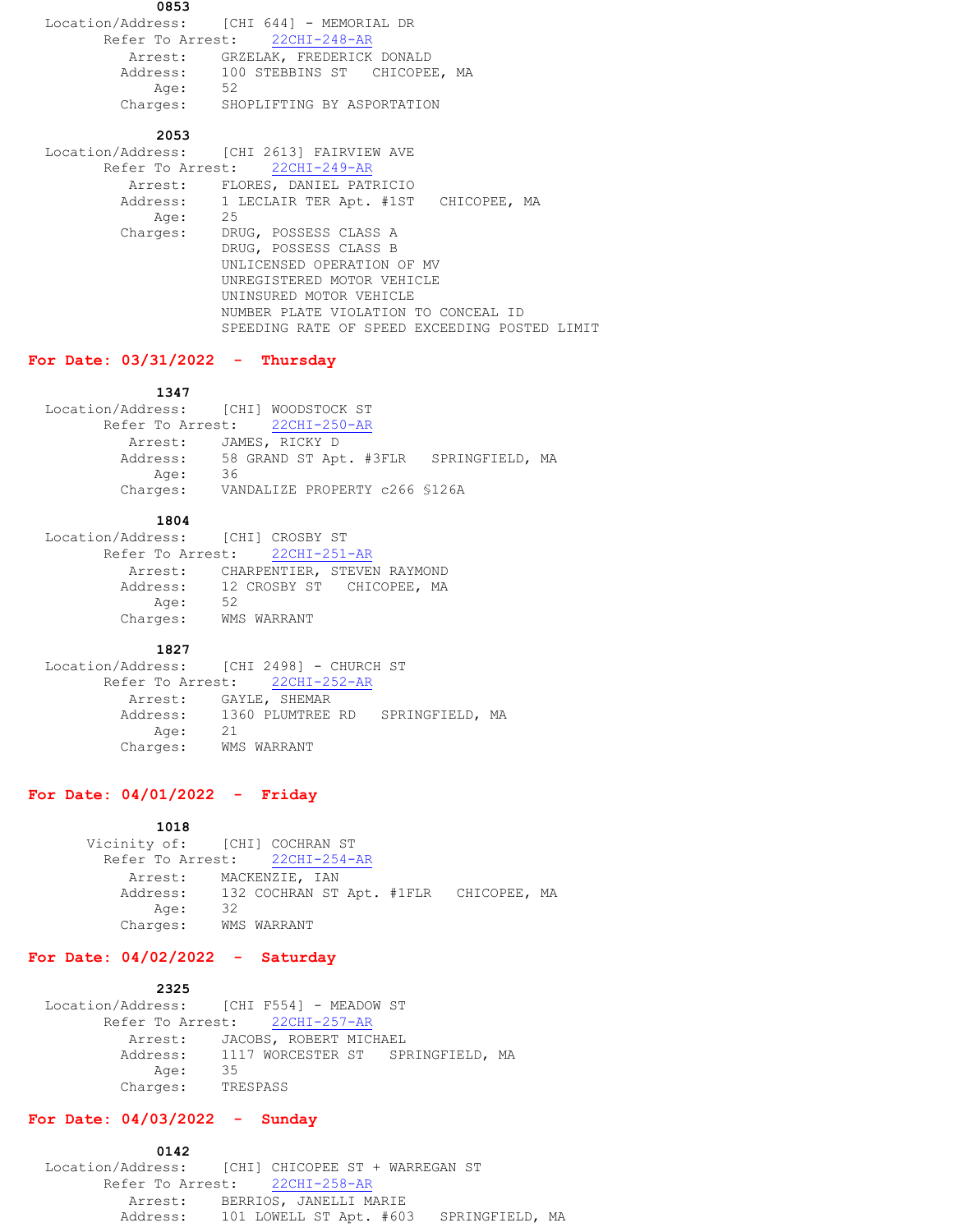**0853**

Location/Address: [CHI 644] - MEMORIAL DR
Refer To Arrest: 22CHI-248-AR
Arrest: GRZELAK, FREDERICK DONALD
Address: 100 STEBBINS ST CHICOPEE, MA
Age: 52
Charges: SHOPLIFTING BY ASPORTATION

**2053**

Location/Address: [CHI 2613] FAIRVIEW AVE
Refer To Arrest: 22CHI-249-AR
Arrest: FLORES, DANIEL PATRICIO
Address: 1 LECLAIR TER Apt. #1ST CHICOPEE, MA
Age: 25
Charges: DRUG, POSSESS CLASS A
DRUG, POSSESS CLASS B
UNLICENSED OPERATION OF MV
UNREGISTERED MOTOR VEHICLE
UNINSURED MOTOR VEHICLE
NUMBER PLATE VIOLATION TO CONCEAL ID
SPEEDING RATE OF SPEED EXCEEDING POSTED LIMIT

## For Date: 03/31/2022 - Thursday

**1347**

Location/Address: [CHI] WOODSTOCK ST
Refer To Arrest: 22CHI-250-AR
Arrest: JAMES, RICKY D
Address: 58 GRAND ST Apt. #3FLR SPRINGFIELD, MA
Age: 36
Charges: VANDALIZE PROPERTY c266 §126A

**1804**

Location/Address: [CHI] CROSBY ST
Refer To Arrest: 22CHI-251-AR
Arrest: CHARPENTIER, STEVEN RAYMOND
Address: 12 CROSBY ST CHICOPEE, MA
Age: 52
Charges: WMS WARRANT

**1827**

Location/Address: [CHI 2498] - CHURCH ST
Refer To Arrest: 22CHI-252-AR
Arrest: GAYLE, SHEMAR
Address: 1360 PLUMTREE RD SPRINGFIELD, MA
Age: 21
Charges: WMS WARRANT

## For Date: 04/01/2022 - Friday

**1018**

Vicinity of: [CHI] COCHRAN ST
Refer To Arrest: 22CHI-254-AR
Arrest: MACKENZIE, IAN
Address: 132 COCHRAN ST Apt. #1FLR CHICOPEE, MA
Age: 32
Charges: WMS WARRANT

## For Date: 04/02/2022 - Saturday

**2325**

Location/Address: [CHI F554] - MEADOW ST
Refer To Arrest: 22CHI-257-AR
Arrest: JACOBS, ROBERT MICHAEL
Address: 1117 WORCESTER ST SPRINGFIELD, MA
Age: 35
Charges: TRESPASS

## For Date: 04/03/2022 - Sunday

**0142**

Location/Address: [CHI] CHICOPEE ST + WARREGAN ST
Refer To Arrest: 22CHI-258-AR
Arrest: BERRIOS, JANELLI MARIE
Address: 101 LOWELL ST Apt. #603 SPRINGFIELD, MA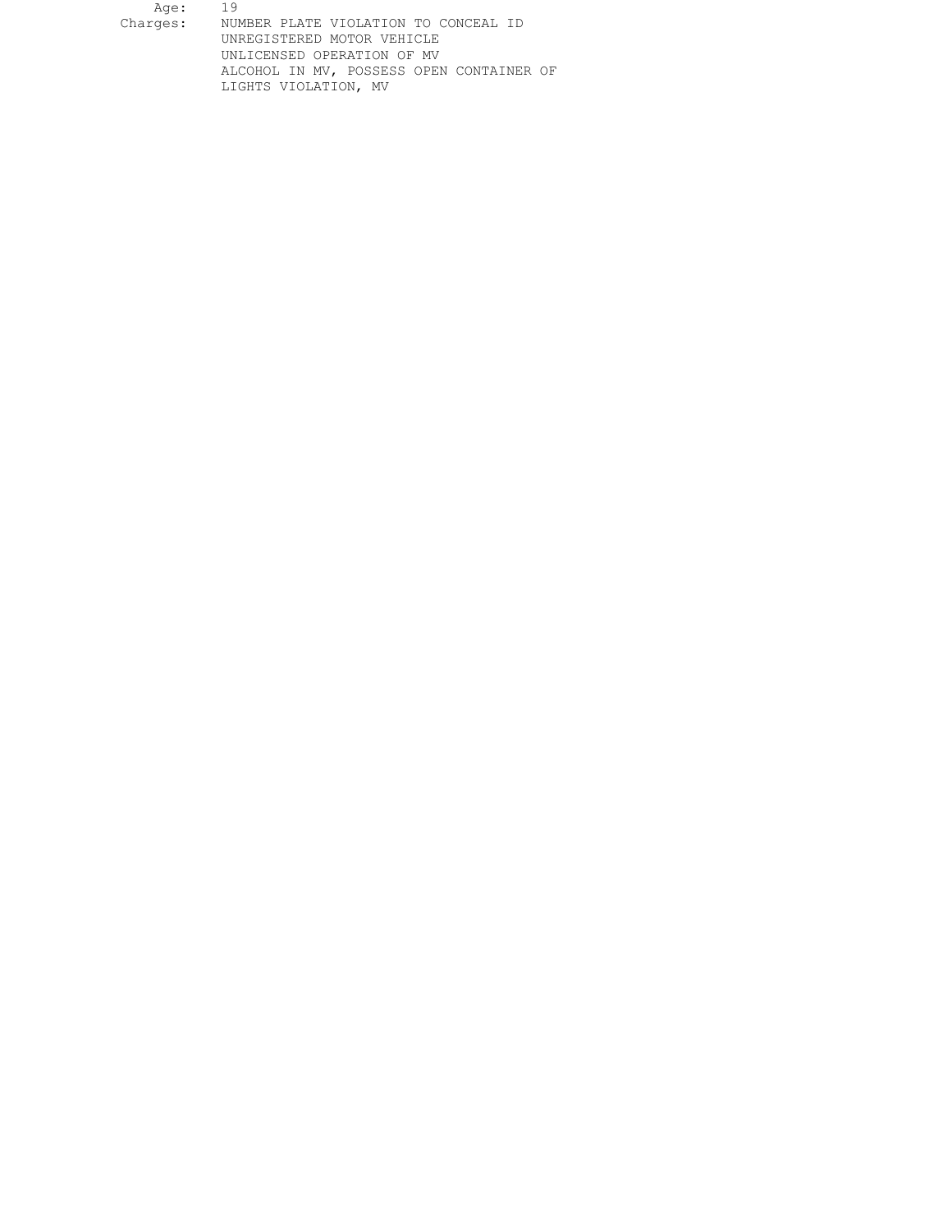Age: 19

Charges: NUMBER PLATE VIOLATION TO CONCEAL ID
UNREGISTERED MOTOR VEHICLE
UNLICENSED OPERATION OF MV
ALCOHOL IN MV, POSSESS OPEN CONTAINER OF
LIGHTS VIOLATION, MV